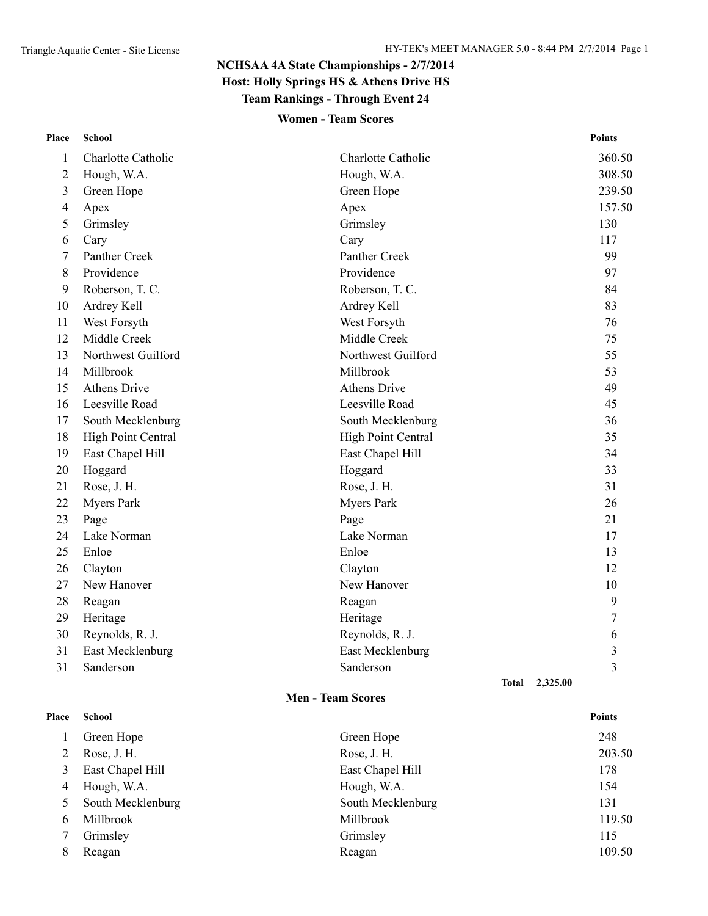# NCHSAA 4A State Championships - 2/7/2014

## Host: Holly Springs HS & Athens Drive HS

## Team Rankings - Through Event 24

### Women - Team Scores

| Place | School | | Points |
|---|---|---|---|
| 1 | Charlotte Catholic | Charlotte Catholic | 360.50 |
| 2 | Hough, W.A. | Hough, W.A. | 308.50 |
| 3 | Green Hope | Green Hope | 239.50 |
| 4 | Apex | Apex | 157.50 |
| 5 | Grimsley | Grimsley | 130 |
| 6 | Cary | Cary | 117 |
| 7 | Panther Creek | Panther Creek | 99 |
| 8 | Providence | Providence | 97 |
| 9 | Roberson, T. C. | Roberson, T. C. | 84 |
| 10 | Ardrey Kell | Ardrey Kell | 83 |
| 11 | West Forsyth | West Forsyth | 76 |
| 12 | Middle Creek | Middle Creek | 75 |
| 13 | Northwest Guilford | Northwest Guilford | 55 |
| 14 | Millbrook | Millbrook | 53 |
| 15 | Athens Drive | Athens Drive | 49 |
| 16 | Leesville Road | Leesville Road | 45 |
| 17 | South Mecklenburg | South Mecklenburg | 36 |
| 18 | High Point Central | High Point Central | 35 |
| 19 | East Chapel Hill | East Chapel Hill | 34 |
| 20 | Hoggard | Hoggard | 33 |
| 21 | Rose, J. H. | Rose, J. H. | 31 |
| 22 | Myers Park | Myers Park | 26 |
| 23 | Page | Page | 21 |
| 24 | Lake Norman | Lake Norman | 17 |
| 25 | Enloe | Enloe | 13 |
| 26 | Clayton | Clayton | 12 |
| 27 | New Hanover | New Hanover | 10 |
| 28 | Reagan | Reagan | 9 |
| 29 | Heritage | Heritage | 7 |
| 30 | Reynolds, R. J. | Reynolds, R. J. | 6 |
| 31 | East Mecklenburg | East Mecklenburg | 3 |
| 31 | Sanderson | Sanderson | 3 |
| | | **Total** | **2,325.00** |

### Men - Team Scores

| Place | School | | Points |
|---|---|---|---|
| 1 | Green Hope | Green Hope | 248 |
| 2 | Rose, J. H. | Rose, J. H. | 203.50 |
| 3 | East Chapel Hill | East Chapel Hill | 178 |
| 4 | Hough, W.A. | Hough, W.A. | 154 |
| 5 | South Mecklenburg | South Mecklenburg | 131 |
| 6 | Millbrook | Millbrook | 119.50 |
| 7 | Grimsley | Grimsley | 115 |
| 8 | Reagan | Reagan | 109.50 |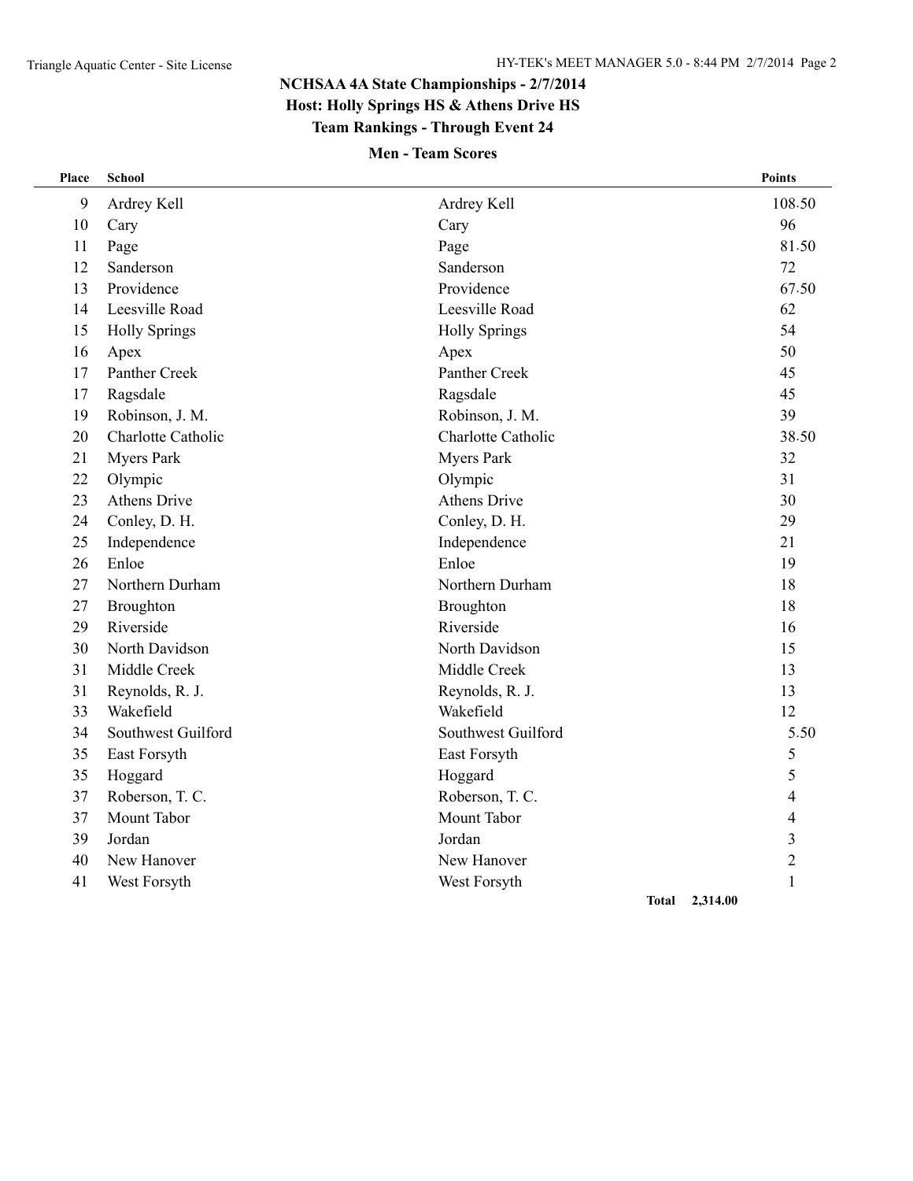## NCHSAA 4A State Championships - 2/7/2014

### Host: Holly Springs HS & Athens Drive HS

### Team Rankings - Through Event 24

#### Men - Team Scores

| Place | School | | Points |
|---|---|---|---|
| 9 | Ardrey Kell | Ardrey Kell | 108.50 |
| 10 | Cary | Cary | 96 |
| 11 | Page | Page | 81.50 |
| 12 | Sanderson | Sanderson | 72 |
| 13 | Providence | Providence | 67.50 |
| 14 | Leesville Road | Leesville Road | 62 |
| 15 | Holly Springs | Holly Springs | 54 |
| 16 | Apex | Apex | 50 |
| 17 | Panther Creek | Panther Creek | 45 |
| 17 | Ragsdale | Ragsdale | 45 |
| 19 | Robinson, J. M. | Robinson, J. M. | 39 |
| 20 | Charlotte Catholic | Charlotte Catholic | 38.50 |
| 21 | Myers Park | Myers Park | 32 |
| 22 | Olympic | Olympic | 31 |
| 23 | Athens Drive | Athens Drive | 30 |
| 24 | Conley, D. H. | Conley, D. H. | 29 |
| 25 | Independence | Independence | 21 |
| 26 | Enloe | Enloe | 19 |
| 27 | Northern Durham | Northern Durham | 18 |
| 27 | Broughton | Broughton | 18 |
| 29 | Riverside | Riverside | 16 |
| 30 | North Davidson | North Davidson | 15 |
| 31 | Middle Creek | Middle Creek | 13 |
| 31 | Reynolds, R. J. | Reynolds, R. J. | 13 |
| 33 | Wakefield | Wakefield | 12 |
| 34 | Southwest Guilford | Southwest Guilford | 5.50 |
| 35 | East Forsyth | East Forsyth | 5 |
| 35 | Hoggard | Hoggard | 5 |
| 37 | Roberson, T. C. | Roberson, T. C. | 4 |
| 37 | Mount Tabor | Mount Tabor | 4 |
| 39 | Jordan | Jordan | 3 |
| 40 | New Hanover | New Hanover | 2 |
| 41 | West Forsyth | West Forsyth | 1 |

**Total 2,314.00**